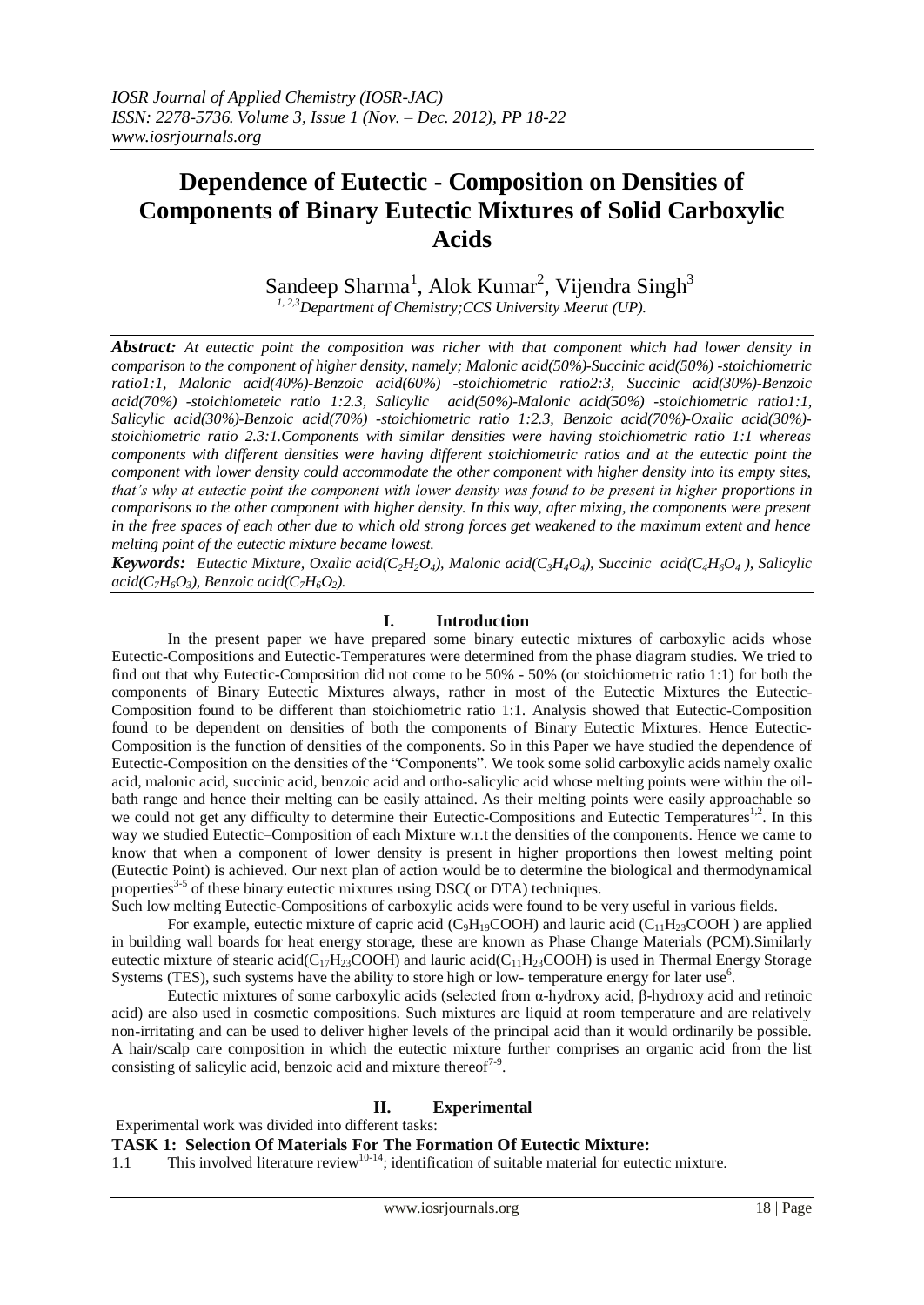# Dependence of Eutectic - Composition on Densities of Components of Binary Eutectic Mixtures of Solid Carboxylic Acids

Sandeep Sharma[1], Alok Kumar[2], Vijendra Singh[3]

[1, 2,3]Department of Chemistry;CCS University Meerut (UP).

***Abstract:*** *At eutectic point the composition was richer with that component which had lower density in comparison to the component of higher density, namely; Malonic acid(50%)-Succinic acid(50%) -stoichiometric ratio1:1, Malonic acid(40%)-Benzoic acid(60%) -stoichiometric ratio2:3, Succinic acid(30%)-Benzoic acid(70%) -stoichiometeic ratio 1:2.3, Salicylic acid(50%)-Malonic acid(50%) -stoichiometric ratio1:1, Salicylic acid(30%)-Benzoic acid(70%) -stoichiometric ratio 1:2.3, Benzoic acid(70%)-Oxalic acid(30%)-stoichiometric ratio 2.3:1.Components with similar densities were having stoichiometric ratio 1:1 whereas components with different densities were having different stoichiometric ratios and at the eutectic point the component with lower density could accommodate the other component with higher density into its empty sites, that's why at eutectic point the component with lower density was found to be present in higher proportions in comparisons to the other component with higher density. In this way, after mixing, the components were present in the free spaces of each other due to which old strong forces get weakened to the maximum extent and hence melting point of the eutectic mixture became lowest.*

***Keywords:*** *Eutectic Mixture, Oxalic acid($C_2H_2O_4$), Malonic acid($C_3H_4O_4$), Succinic acid($C_4H_6O_4$ ), Salicylic acid($C_7H_6O_3$), Benzoic acid($C_7H_6O_2$).*

## I. Introduction

In the present paper we have prepared some binary eutectic mixtures of carboxylic acids whose Eutectic-Compositions and Eutectic-Temperatures were determined from the phase diagram studies. We tried to find out that why Eutectic-Composition did not come to be 50% - 50% (or stoichiometric ratio 1:1) for both the components of Binary Eutectic Mixtures always, rather in most of the Eutectic Mixtures the Eutectic-Composition found to be different than stoichiometric ratio 1:1. Analysis showed that Eutectic-Composition found to be dependent on densities of both the components of Binary Eutectic Mixtures. Hence Eutectic-Composition is the function of densities of the components. So in this Paper we have studied the dependence of Eutectic-Composition on the densities of the "Components". We took some solid carboxylic acids namely oxalic acid, malonic acid, succinic acid, benzoic acid and ortho-salicylic acid whose melting points were within the oil-bath range and hence their melting can be easily attained. As their melting points were easily approachable so we could not get any difficulty to determine their Eutectic-Compositions and Eutectic Temperatures[1,2]. In this way we studied Eutectic–Composition of each Mixture w.r.t the densities of the components. Hence we came to know that when a component of lower density is present in higher proportions then lowest melting point (Eutectic Point) is achieved. Our next plan of action would be to determine the biological and thermodynamical properties[3-5] of these binary eutectic mixtures using DSC( or DTA) techniques.

Such low melting Eutectic-Compositions of carboxylic acids were found to be very useful in various fields.

For example, eutectic mixture of capric acid ($C_9H_{19}COOH$) and lauric acid ($C_{11}H_{23}COOH$ ) are applied in building wall boards for heat energy storage, these are known as Phase Change Materials (PCM).Similarly eutectic mixture of stearic acid($C_{17}H_{23}COOH$) and lauric acid($C_{11}H_{23}COOH$) is used in Thermal Energy Storage Systems (TES), such systems have the ability to store high or low- temperature energy for later use[6].

Eutectic mixtures of some carboxylic acids (selected from α-hydroxy acid, β-hydroxy acid and retinoic acid) are also used in cosmetic compositions. Such mixtures are liquid at room temperature and are relatively non-irritating and can be used to deliver higher levels of the principal acid than it would ordinarily be possible. A hair/scalp care composition in which the eutectic mixture further comprises an organic acid from the list consisting of salicylic acid, benzoic acid and mixture thereof[7-9].

## II. Experimental

Experimental work was divided into different tasks:

**TASK 1: Selection Of Materials For The Formation Of Eutectic Mixture:**

1.1 This involved literature review[10-14]; identification of suitable material for eutectic mixture.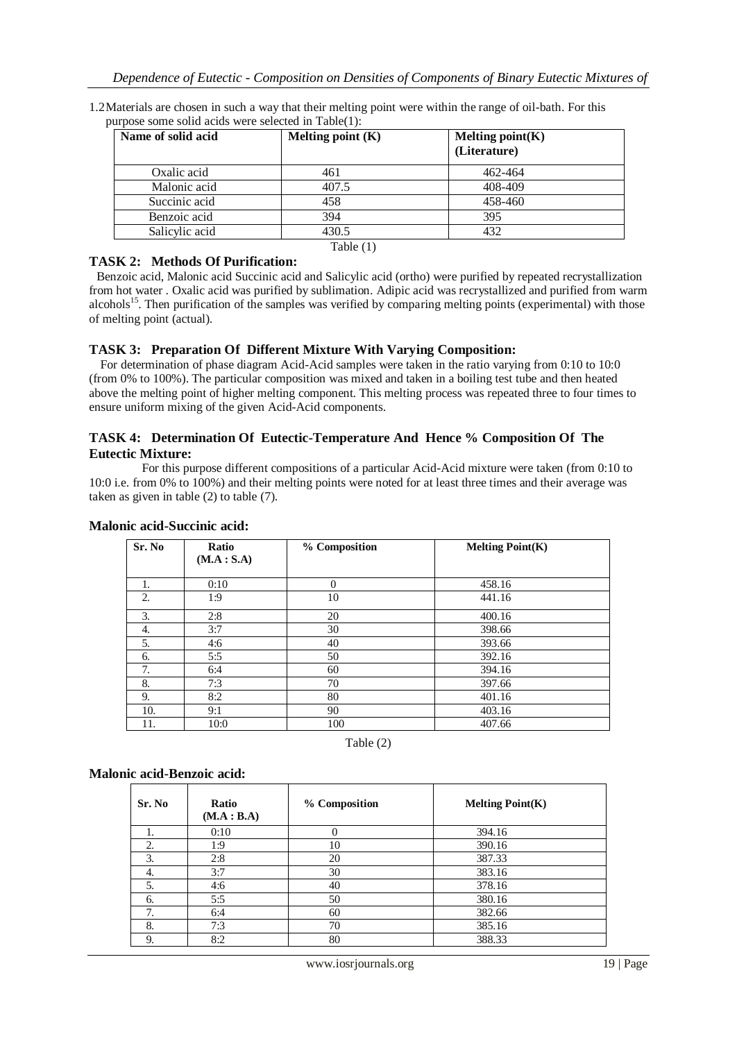1.2 Materials are chosen in such a way that their melting point were within the range of oil-bath. For this purpose some solid acids were selected in Table(1):

| Name of solid acid | Melting point (K) | Melting point(K) (Literature) |
|---|---|---|
| Oxalic acid | 461 | 462-464 |
| Malonic acid | 407.5 | 408-409 |
| Succinic acid | 458 | 458-460 |
| Benzoic acid | 394 | 395 |
| Salicylic acid | 430.5 | 432 |

Table (1)

### TASK 2: Methods Of Purification:

Benzoic acid, Malonic acid Succinic acid and Salicylic acid (ortho) were purified by repeated recrystallization from hot water . Oxalic acid was purified by sublimation. Adipic acid was recrystallized and purified from warm alcohols[15]. Then purification of the samples was verified by comparing melting points (experimental) with those of melting point (actual).

### TASK 3: Preparation Of Different Mixture With Varying Composition:

For determination of phase diagram Acid-Acid samples were taken in the ratio varying from 0:10 to 10:0 (from 0% to 100%). The particular composition was mixed and taken in a boiling test tube and then heated above the melting point of higher melting component. This melting process was repeated three to four times to ensure uniform mixing of the given Acid-Acid components.

### TASK 4: Determination Of Eutectic-Temperature And Hence % Composition Of The Eutectic Mixture:

For this purpose different compositions of a particular Acid-Acid mixture were taken (from 0:10 to 10:0 i.e. from 0% to 100%) and their melting points were noted for at least three times and their average was taken as given in table (2) to table (7).

**Malonic acid-Succinic acid:**

| Sr. No | Ratio (M.A : S.A) | % Composition | Melting Point(K) |
|---|---|---|---|
| 1. | 0:10 | 0 | 458.16 |
| 2. | 1:9 | 10 | 441.16 |
| 3. | 2:8 | 20 | 400.16 |
| 4. | 3:7 | 30 | 398.66 |
| 5. | 4:6 | 40 | 393.66 |
| 6. | 5:5 | 50 | 392.16 |
| 7. | 6:4 | 60 | 394.16 |
| 8. | 7:3 | 70 | 397.66 |
| 9. | 8:2 | 80 | 401.16 |
| 10. | 9:1 | 90 | 403.16 |
| 11. | 10:0 | 100 | 407.66 |

Table (2)

**Malonic acid-Benzoic acid:**

| Sr. No | Ratio (M.A : B.A) | % Composition | Melting Point(K) |
|---|---|---|---|
| 1. | 0:10 | 0 | 394.16 |
| 2. | 1:9 | 10 | 390.16 |
| 3. | 2:8 | 20 | 387.33 |
| 4. | 3:7 | 30 | 383.16 |
| 5. | 4:6 | 40 | 378.16 |
| 6. | 5:5 | 50 | 380.16 |
| 7. | 6:4 | 60 | 382.66 |
| 8. | 7:3 | 70 | 385.16 |
| 9. | 8:2 | 80 | 388.33 |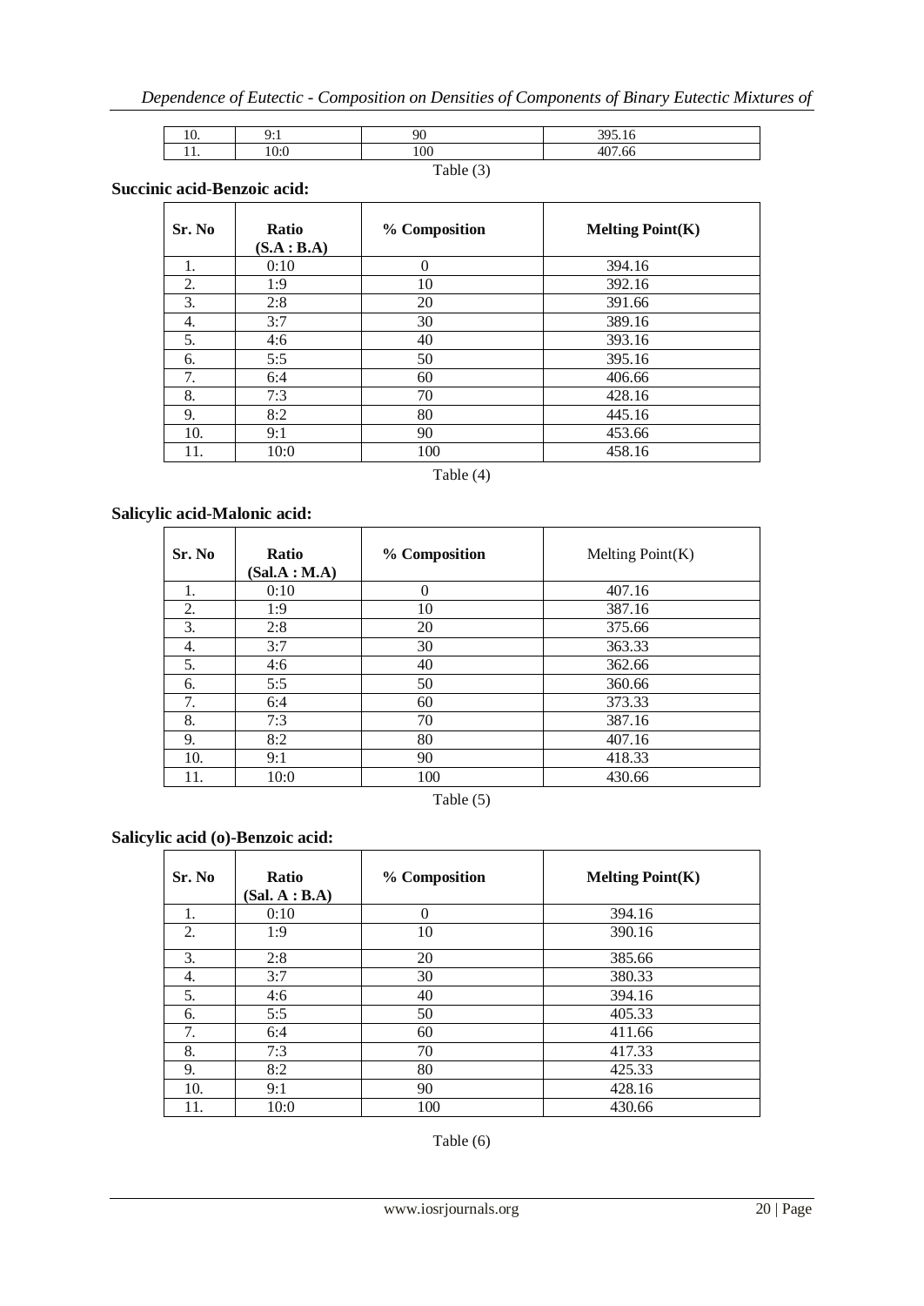| 10. | 9:1 | 90 | 395.16 |
|---|---|---|---|
| 11. | 10:0 | 100 | 407.66 |

Table (3)

**Succinic acid-Benzoic acid:**

| Sr. No | Ratio (S.A : B.A) | % Composition | Melting Point(K) |
|---|---|---|---|
| 1. | 0:10 | 0 | 394.16 |
| 2. | 1:9 | 10 | 392.16 |
| 3. | 2:8 | 20 | 391.66 |
| 4. | 3:7 | 30 | 389.16 |
| 5. | 4:6 | 40 | 393.16 |
| 6. | 5:5 | 50 | 395.16 |
| 7. | 6:4 | 60 | 406.66 |
| 8. | 7:3 | 70 | 428.16 |
| 9. | 8:2 | 80 | 445.16 |
| 10. | 9:1 | 90 | 453.66 |
| 11. | 10:0 | 100 | 458.16 |

Table (4)

**Salicylic acid-Malonic acid:**

| Sr. No | Ratio (Sal.A : M.A) | % Composition | Melting Point(K) |
|---|---|---|---|
| 1. | 0:10 | 0 | 407.16 |
| 2. | 1:9 | 10 | 387.16 |
| 3. | 2:8 | 20 | 375.66 |
| 4. | 3:7 | 30 | 363.33 |
| 5. | 4:6 | 40 | 362.66 |
| 6. | 5:5 | 50 | 360.66 |
| 7. | 6:4 | 60 | 373.33 |
| 8. | 7:3 | 70 | 387.16 |
| 9. | 8:2 | 80 | 407.16 |
| 10. | 9:1 | 90 | 418.33 |
| 11. | 10:0 | 100 | 430.66 |

Table (5)

**Salicylic acid (o)-Benzoic acid:**

| Sr. No | Ratio (Sal. A : B.A) | % Composition | Melting Point(K) |
|---|---|---|---|
| 1. | 0:10 | 0 | 394.16 |
| 2. | 1:9 | 10 | 390.16 |
| 3. | 2:8 | 20 | 385.66 |
| 4. | 3:7 | 30 | 380.33 |
| 5. | 4:6 | 40 | 394.16 |
| 6. | 5:5 | 50 | 405.33 |
| 7. | 6:4 | 60 | 411.66 |
| 8. | 7:3 | 70 | 417.33 |
| 9. | 8:2 | 80 | 425.33 |
| 10. | 9:1 | 90 | 428.16 |
| 11. | 10:0 | 100 | 430.66 |

Table (6)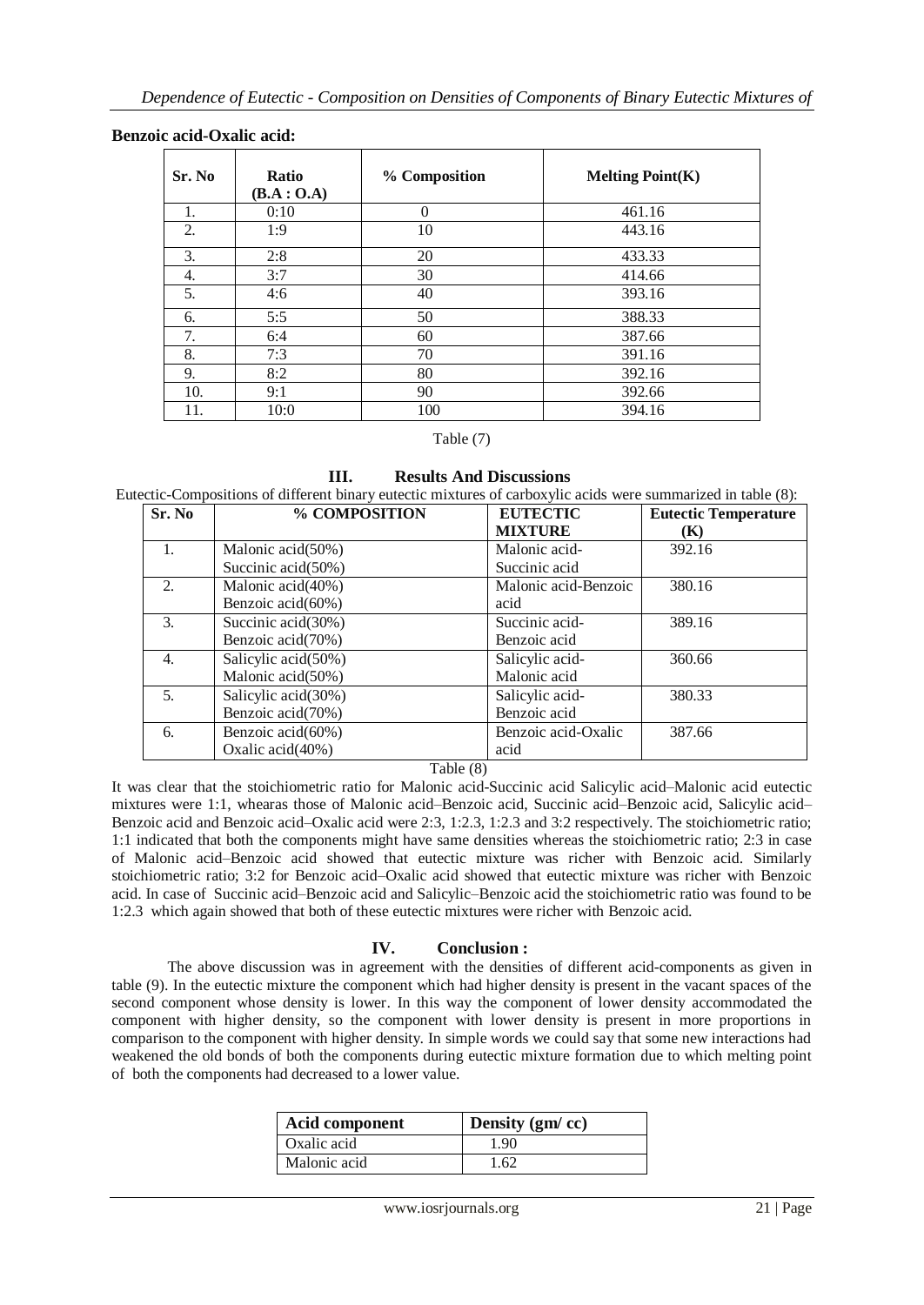**Benzoic acid-Oxalic acid:**

| Sr. No | Ratio (B.A : O.A) | % Composition | Melting Point(K) |
|---|---|---|---|
| 1. | 0:10 | 0 | 461.16 |
| 2. | 1:9 | 10 | 443.16 |
| 3. | 2:8 | 20 | 433.33 |
| 4. | 3:7 | 30 | 414.66 |
| 5. | 4:6 | 40 | 393.16 |
| 6. | 5:5 | 50 | 388.33 |
| 7. | 6:4 | 60 | 387.66 |
| 8. | 7:3 | 70 | 391.16 |
| 9. | 8:2 | 80 | 392.16 |
| 10. | 9:1 | 90 | 392.66 |
| 11. | 10:0 | 100 | 394.16 |

Table (7)

## III. Results And Discussions

Eutectic-Compositions of different binary eutectic mixtures of carboxylic acids were summarized in table (8):

| Sr. No | % COMPOSITION | EUTECTIC MIXTURE | Eutectic Temperature (K) |
|---|---|---|---|
| 1. | Malonic acid(50%) Succinic acid(50%) | Malonic acid-Succinic acid | 392.16 |
| 2. | Malonic acid(40%) Benzoic acid(60%) | Malonic acid-Benzoic acid | 380.16 |
| 3. | Succinic acid(30%) Benzoic acid(70%) | Succinic acid-Benzoic acid | 389.16 |
| 4. | Salicylic acid(50%) Malonic acid(50%) | Salicylic acid-Malonic acid | 360.66 |
| 5. | Salicylic acid(30%) Benzoic acid(70%) | Salicylic acid-Benzoic acid | 380.33 |
| 6. | Benzoic acid(60%) Oxalic acid(40%) | Benzoic acid-Oxalic acid | 387.66 |

Table (8)

It was clear that the stoichiometric ratio for Malonic acid-Succinic acid Salicylic acid–Malonic acid eutectic mixtures were 1:1, whearas those of Malonic acid–Benzoic acid, Succinic acid–Benzoic acid, Salicylic acid–Benzoic acid and Benzoic acid–Oxalic acid were 2:3, 1:2.3, 1:2.3 and 3:2 respectively. The stoichiometric ratio; 1:1 indicated that both the components might have same densities whereas the stoichiometric ratio; 2:3 in case of Malonic acid–Benzoic acid showed that eutectic mixture was richer with Benzoic acid. Similarly stoichiometric ratio; 3:2 for Benzoic acid–Oxalic acid showed that eutectic mixture was richer with Benzoic acid. In case of Succinic acid–Benzoic acid and Salicylic–Benzoic acid the stoichiometric ratio was found to be 1:2.3 which again showed that both of these eutectic mixtures were richer with Benzoic acid.

## IV. Conclusion :

The above discussion was in agreement with the densities of different acid-components as given in table (9). In the eutectic mixture the component which had higher density is present in the vacant spaces of the second component whose density is lower. In this way the component of lower density accommodated the component with higher density, so the component with lower density is present in more proportions in comparison to the component with higher density. In simple words we could say that some new interactions had weakened the old bonds of both the components during eutectic mixture formation due to which melting point of both the components had decreased to a lower value.

| Acid component | Density (gm/ cc) |
|---|---|
| Oxalic acid | 1.90 |
| Malonic acid | 1.62 |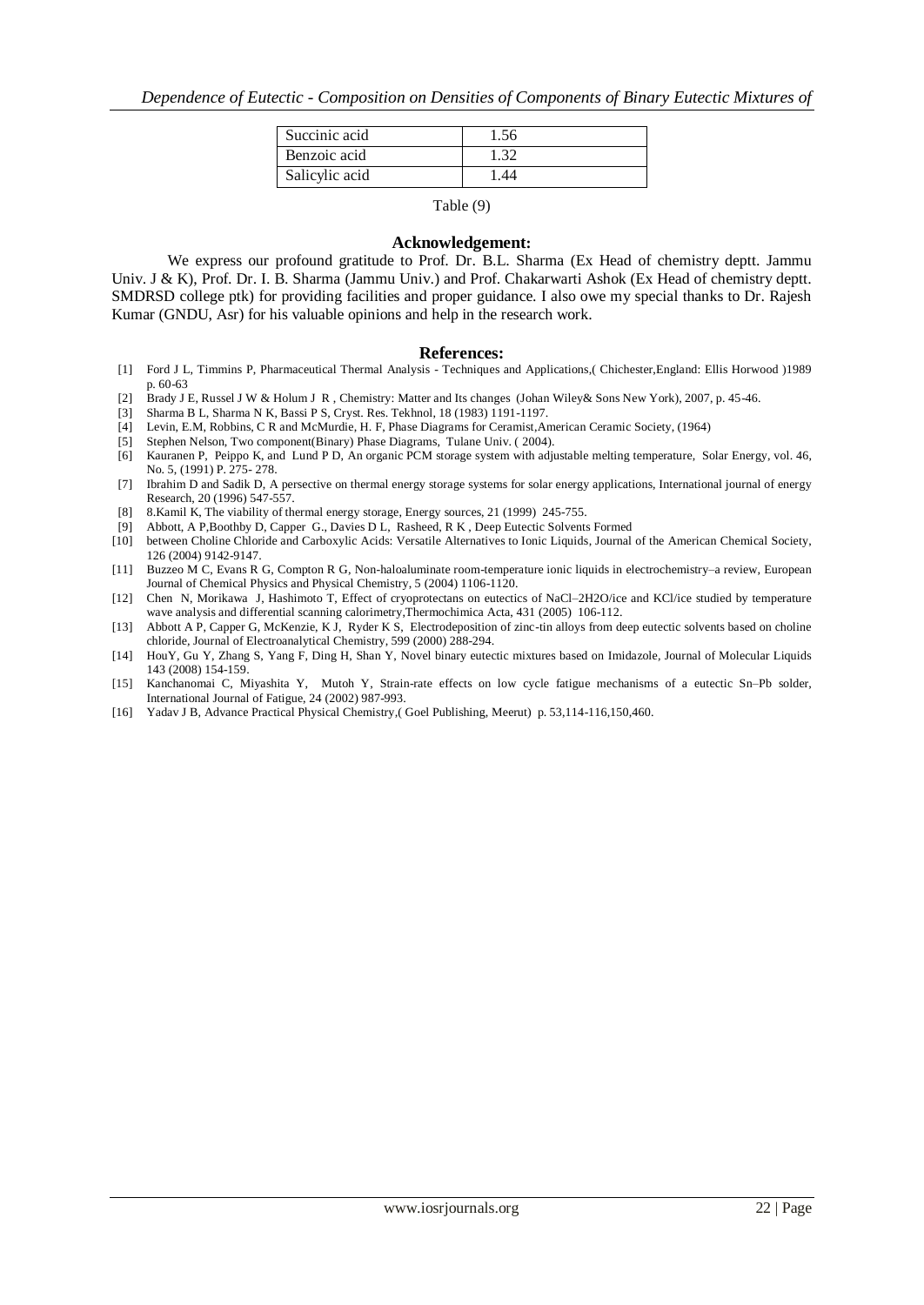| | |
|---|---|
| Succinic acid | 1.56 |
| Benzoic acid | 1.32 |
| Salicylic acid | 1.44 |

Table (9)

## Acknowledgement:

We express our profound gratitude to Prof. Dr. B.L. Sharma (Ex Head of chemistry deptt. Jammu Univ. J & K), Prof. Dr. I. B. Sharma (Jammu Univ.) and Prof. Chakarwarti Ashok (Ex Head of chemistry deptt. SMDRSD college ptk) for providing facilities and proper guidance. I also owe my special thanks to Dr. Rajesh Kumar (GNDU, Asr) for his valuable opinions and help in the research work.

## References:

[1] Ford J L, Timmins P, Pharmaceutical Thermal Analysis - Techniques and Applications,( Chichester,England: Ellis Horwood )1989 p. 60-63

[2] Brady J E, Russel J W & Holum J R , Chemistry: Matter and Its changes (Johan Wiley& Sons New York), 2007, p. 45-46.

[3] Sharma B L, Sharma N K, Bassi P S, Cryst. Res. Tekhnol, 18 (1983) 1191-1197.

[4] Levin, E.M, Robbins, C R and McMurdie, H. F, Phase Diagrams for Ceramist,American Ceramic Society, (1964)

[5] Stephen Nelson, Two component(Binary) Phase Diagrams, Tulane Univ. ( 2004).

[6] Kauranen P, Peippo K, and Lund P D, An organic PCM storage system with adjustable melting temperature, Solar Energy, vol. 46, No. 5, (1991) P. 275- 278.

[7] Ibrahim D and Sadik D, A persective on thermal energy storage systems for solar energy applications, International journal of energy Research, 20 (1996) 547-557.

[8] 8.Kamil K, The viability of thermal energy storage, Energy sources, 21 (1999) 245-755.

[9] Abbott, A P,Boothby D, Capper G., Davies D L, Rasheed, R K , Deep Eutectic Solvents Formed

[10] between Choline Chloride and Carboxylic Acids: Versatile Alternatives to Ionic Liquids, Journal of the American Chemical Society, 126 (2004) 9142-9147.

[11] Buzzeo M C, Evans R G, Compton R G, Non-haloaluminate room-temperature ionic liquids in electrochemistry–a review, European Journal of Chemical Physics and Physical Chemistry, 5 (2004) 1106-1120.

[12] Chen N, Morikawa J, Hashimoto T, Effect of cryoprotectans on eutectics of NaCl–2H2O/ice and KCl/ice studied by temperature wave analysis and differential scanning calorimetry,Thermochimica Acta, 431 (2005) 106-112.

[13] Abbott A P, Capper G, McKenzie, K J, Ryder K S, Electrodeposition of zinc-tin alloys from deep eutectic solvents based on choline chloride, Journal of Electroanalytical Chemistry, 599 (2000) 288-294.

[14] HouY, Gu Y, Zhang S, Yang F, Ding H, Shan Y, Novel binary eutectic mixtures based on Imidazole, Journal of Molecular Liquids 143 (2008) 154-159.

[15] Kanchanomai C, Miyashita Y, Mutoh Y, Strain-rate effects on low cycle fatigue mechanisms of a eutectic Sn–Pb solder, International Journal of Fatigue, 24 (2002) 987-993.

[16] Yadav J B, Advance Practical Physical Chemistry,( Goel Publishing, Meerut) p. 53,114-116,150,460.